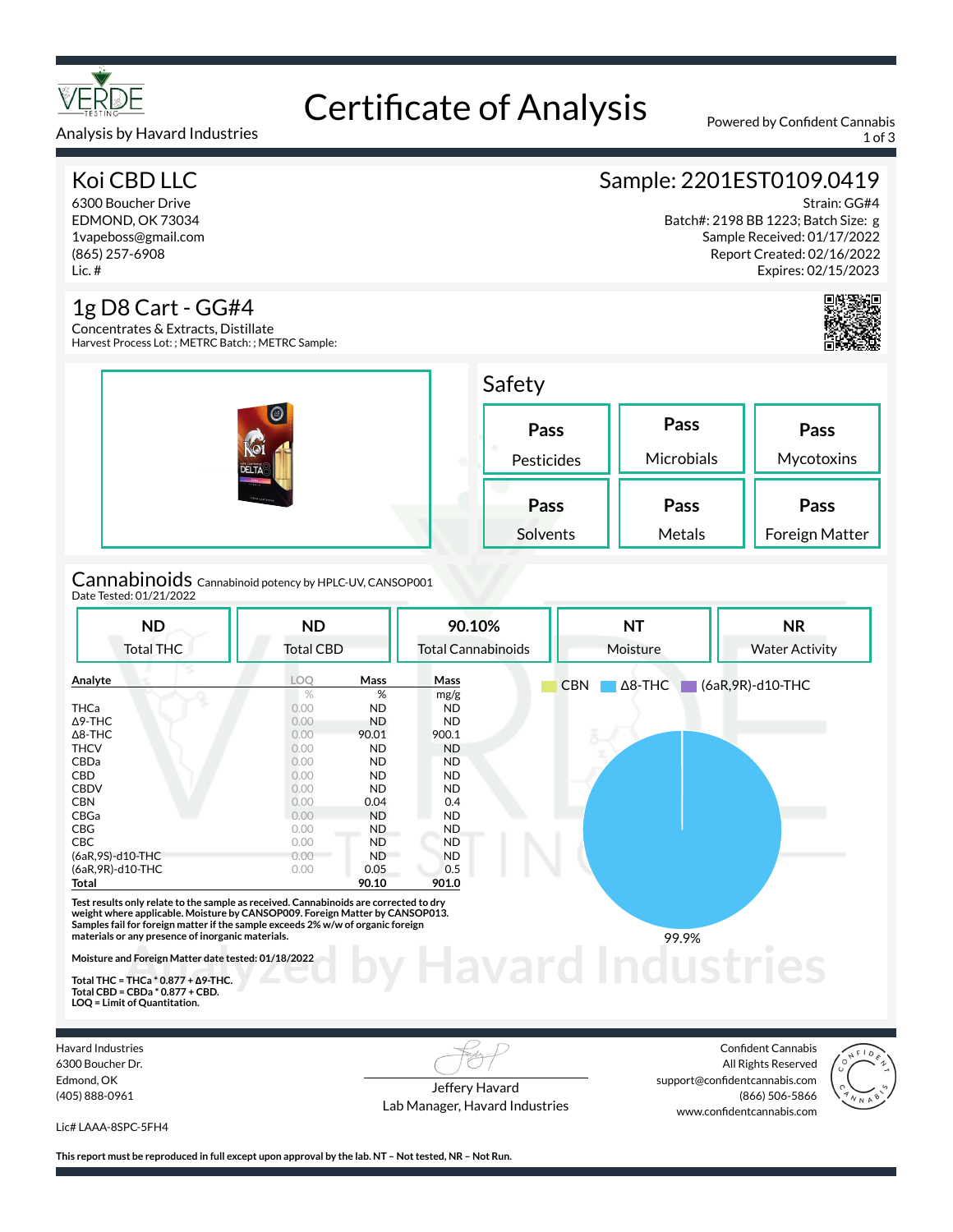# Certificate of Analysis

Analysis by Havard Industries

Powered by Confident Cannabis

## Koi CBD LLC

6300 Boucher Drive
EDMOND, OK 73034
1vapeboss@gmail.com
(865) 257-6908
Lic. #

## Sample: 2201EST0109.0419

Strain: GG#4
Batch#: 2198 BB 1223; Batch Size: g
Sample Received: 01/17/2022
Report Created: 02/16/2022
Expires: 02/15/2023

## 1g D8 Cart - GG#4

Concentrates & Extracts, Distillate
Harvest Process Lot: ; METRC Batch: ; METRC Sample:

## Safety

| Pass | Pass | Pass |
|---|---|---|
| Pesticides | Microbials | Mycotoxins |
| **Pass** | **Pass** | **Pass** |
| Solvents | Metals | Foreign Matter |

## Cannabinoids

Cannabinoid potency by HPLC-UV, CANSOP001
Date Tested: 01/21/2022

| ND | ND | 90.10% | NT | NR |
|---|---|---|---|---|
| Total THC | Total CBD | Total Cannabinoids | Moisture | Water Activity |

| Analyte | LOQ | Mass | Mass |
|---|---|---|---|
| | % | % | mg/g |
| THCa | 0.00 | ND | ND |
| Δ9-THC | 0.00 | ND | ND |
| Δ8-THC | 0.00 | 90.01 | 900.1 |
| THCV | 0.00 | ND | ND |
| CBDa | 0.00 | ND | ND |
| CBD | 0.00 | ND | ND |
| CBDV | 0.00 | ND | ND |
| CBN | 0.00 | 0.04 | 0.4 |
| CBGa | 0.00 | ND | ND |
| CBG | 0.00 | ND | ND |
| CBC | 0.00 | ND | ND |
| (6aR,9S)-d10-THC | 0.00 | ND | ND |
| (6aR,9R)-d10-THC | 0.00 | 0.05 | 0.5 |
| **Total** | | **90.10** | **901.0** |

CBN | Δ8-THC | (6aR,9R)-d10-THC

99.9%

**Test results only relate to the sample as received. Cannabinoids are corrected to dry weight where applicable. Moisture by CANSOP009. Foreign Matter by CANSOP013. Samples fail for foreign matter if the sample exceeds 2% w/w of organic foreign materials or any presence of inorganic materials.**

**Moisture and Foreign Matter date tested: 01/18/2022**

**Total THC = THCa * 0.877 + Δ9-THC.**
**Total CBD = CBDa * 0.877 + CBD.**
**LOQ = Limit of Quantitation.**

Havard Industries
6300 Boucher Dr.
Edmond, OK
(405) 888-0961

Lic# LAAA-8SPC-5FH4

Jeffery Havard
Lab Manager, Havard Industries

Confident Cannabis
All Rights Reserved
support@confidentcannabis.com
(866) 506-5866
www.confidentcannabis.com

**This report must be reproduced in full except upon approval by the lab. NT – Not tested, NR – Not Run.**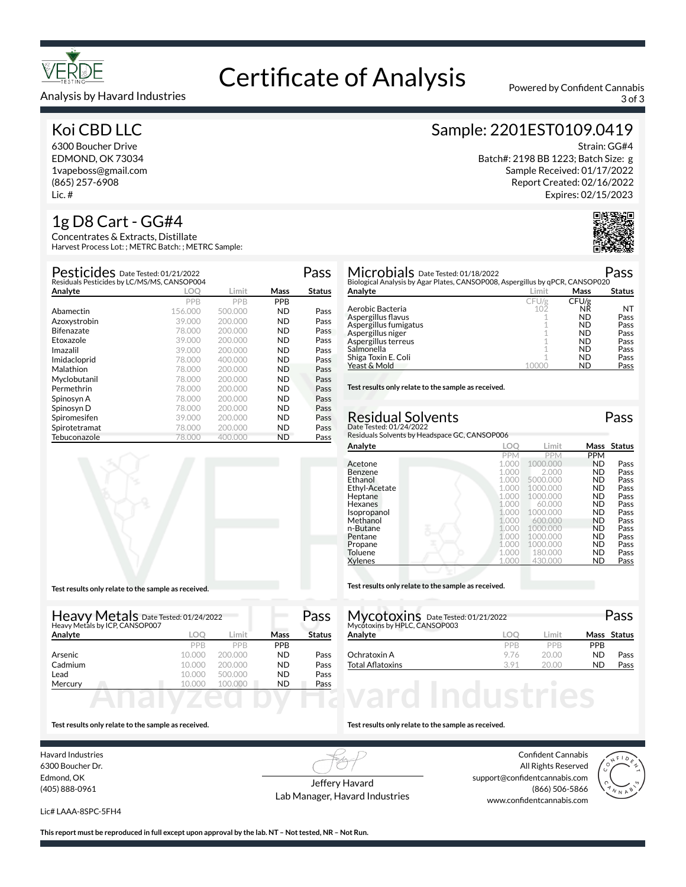# Certificate of Analysis

Analysis by Havard Industries

Powered by Confident Cannabis

## Koi CBD LLC

6300 Boucher Drive
EDMOND, OK 73034
1vapeboss@gmail.com
(865) 257-6908
Lic. #

## Sample: 2201EST0109.0419

Strain: GG#4
Batch#: 2198 BB 1223; Batch Size: g
Sample Received: 01/17/2022
Report Created: 02/16/2022
Expires: 02/15/2023

## 1g D8 Cart - GG#4

Concentrates & Extracts, Distillate
Harvest Process Lot: ; METRC Batch: ; METRC Sample:

### Pesticides — Pass

Date Tested: 01/21/2022
Residuals Pesticides by LC/MS/MS, CANSOP004

| Analyte | LOQ | Limit | Mass | Status |
|---|---|---|---|---|
| | PPB | PPB | PPB | |
| Abamectin | 156.000 | 500.000 | ND | Pass |
| Azoxystrobin | 39.000 | 200.000 | ND | Pass |
| Bifenazate | 78.000 | 200.000 | ND | Pass |
| Etoxazole | 39.000 | 200.000 | ND | Pass |
| Imazalil | 39.000 | 200.000 | ND | Pass |
| Imidacloprid | 78.000 | 400.000 | ND | Pass |
| Malathion | 78.000 | 200.000 | ND | Pass |
| Myclobutanil | 78.000 | 200.000 | ND | Pass |
| Permethrin | 78.000 | 200.000 | ND | Pass |
| Spinosyn A | 78.000 | 200.000 | ND | Pass |
| Spinosyn D | 78.000 | 200.000 | ND | Pass |
| Spiromesifen | 39.000 | 200.000 | ND | Pass |
| Spirotetramat | 78.000 | 200.000 | ND | Pass |
| Tebuconazole | 78.000 | 400.000 | ND | Pass |

**Test results only relate to the sample as received.**

### Microbials — Pass

Date Tested: 01/18/2022
Biological Analysis by Agar Plates, CANSOP008, Aspergillus by qPCR, CANSOP020

| Analyte | Limit | Mass | Status |
|---|---|---|---|
| | CFU/g | CFU/g | |
| Aerobic Bacteria | 102 | NR | NT |
| Aspergillus flavus | 1 | ND | Pass |
| Aspergillus fumigatus | 1 | ND | Pass |
| Aspergillus niger | 1 | ND | Pass |
| Aspergillus terreus | 1 | ND | Pass |
| Salmonella | 1 | ND | Pass |
| Shiga Toxin E. Coli | 1 | ND | Pass |
| Yeast & Mold | 10000 | ND | Pass |

**Test results only relate to the sample as received.**

### Residual Solvents — Pass

Date Tested: 01/24/2022
Residuals Solvents by Headspace GC, CANSOP006

| Analyte | LOQ | Limit | Mass | Status |
|---|---|---|---|---|
| | PPM | PPM | PPM | |
| Acetone | 1.000 | 1000.000 | ND | Pass |
| Benzene | 1.000 | 2.000 | ND | Pass |
| Ethanol | 1.000 | 5000.000 | ND | Pass |
| Ethyl-Acetate | 1.000 | 1000.000 | ND | Pass |
| Heptane | 1.000 | 1000.000 | ND | Pass |
| Hexanes | 1.000 | 60.000 | ND | Pass |
| Isopropanol | 1.000 | 1000.000 | ND | Pass |
| Methanol | 1.000 | 600.000 | ND | Pass |
| n-Butane | 1.000 | 1000.000 | ND | Pass |
| Pentane | 1.000 | 1000.000 | ND | Pass |
| Propane | 1.000 | 1000.000 | ND | Pass |
| Toluene | 1.000 | 180.000 | ND | Pass |
| Xylenes | 1.000 | 430.000 | ND | Pass |

**Test results only relate to the sample as received.**

### Heavy Metals — Pass

Date Tested: 01/24/2022
Heavy Metals by ICP, CANSOP007

| Analyte | LOQ | Limit | Mass | Status |
|---|---|---|---|---|
| | PPB | PPB | PPB | |
| Arsenic | 10.000 | 200.000 | ND | Pass |
| Cadmium | 10.000 | 200.000 | ND | Pass |
| Lead | 10.000 | 500.000 | ND | Pass |
| Mercury | 10.000 | 100.000 | ND | Pass |

**Test results only relate to the sample as received.**

### Mycotoxins — Pass

Date Tested: 01/21/2022
Mycotoxins by HPLC, CANSOP003

| Analyte | LOQ | Limit | Mass | Status |
|---|---|---|---|---|
| | PPB | PPB | PPB | |
| Ochratoxin A | 9.76 | 20.00 | ND | Pass |
| Total Aflatoxins | 3.91 | 20.00 | ND | Pass |

**Test results only relate to the sample as received.**

Havard Industries
6300 Boucher Dr.
Edmond, OK
(405) 888-0961

Lic# LAAA-8SPC-5FH4

Jeffery Havard
Lab Manager, Havard Industries

Confident Cannabis
All Rights Reserved
support@confidentcannabis.com
(866) 506-5866
www.confidentcannabis.com

**This report must be reproduced in full except upon approval by the lab. NT – Not tested, NR – Not Run.**